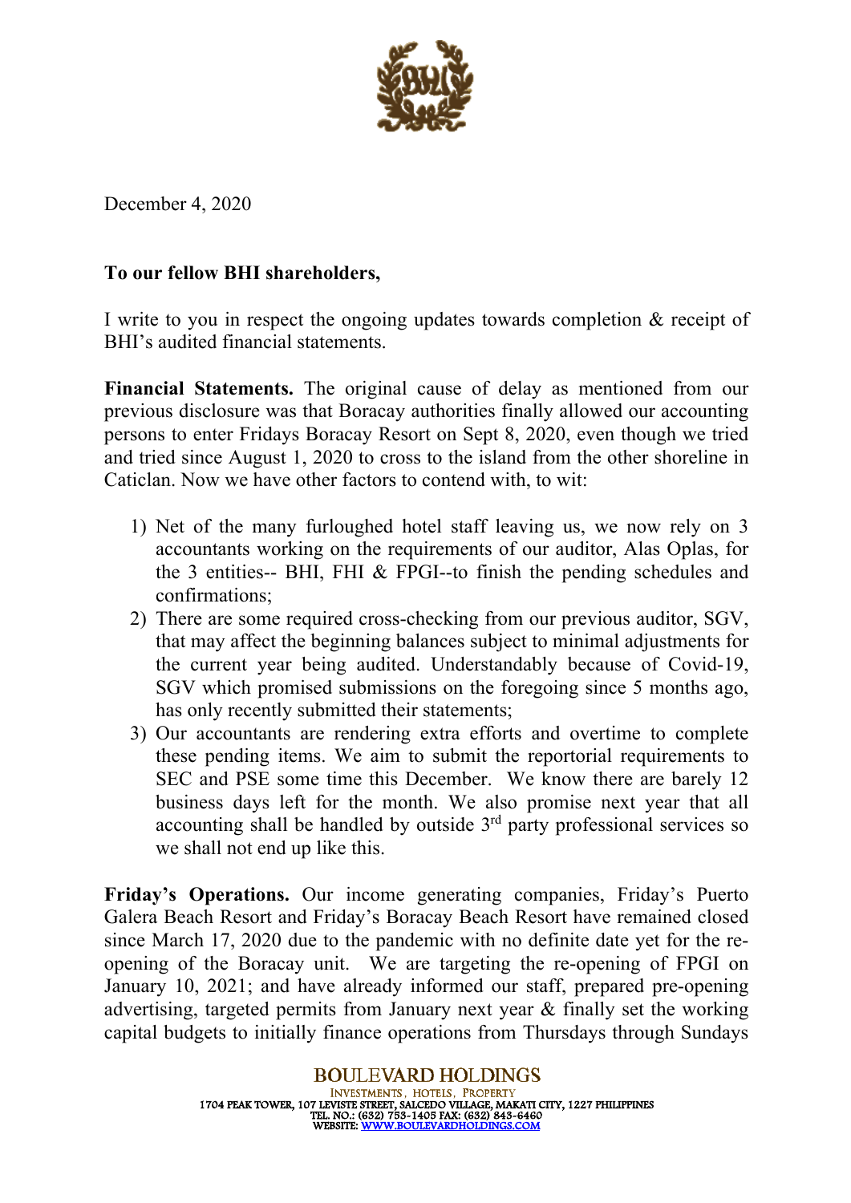December 4, 2020

**To our fellow BHI shareholders,**

I write to you in respect the ongoing updates towards completion & receipt of BHI's audited financial statements.

**Financial Statements.** The original cause of delay as mentioned from our previous disclosure was that Boracay authorities finally allowed our accounting persons to enter Fridays Boracay Resort on Sept 8, 2020, even though we tried and tried since August 1, 2020 to cross to the island from the other shoreline in Caticlan. Now we have other factors to contend with, to wit:

1) Net of the many furloughed hotel staff leaving us, we now rely on 3 accountants working on the requirements of our auditor, Alas Oplas, for the 3 entities-- BHI, FHI & FPGI--to finish the pending schedules and confirmations;
2) There are some required cross-checking from our previous auditor, SGV, that may affect the beginning balances subject to minimal adjustments for the current year being audited. Understandably because of Covid-19, SGV which promised submissions on the foregoing since 5 months ago, has only recently submitted their statements;
3) Our accountants are rendering extra efforts and overtime to complete these pending items. We aim to submit the reportorial requirements to SEC and PSE some time this December. We know there are barely 12 business days left for the month. We also promise next year that all accounting shall be handled by outside 3rd party professional services so we shall not end up like this.

**Friday's Operations.** Our income generating companies, Friday's Puerto Galera Beach Resort and Friday's Boracay Beach Resort have remained closed since March 17, 2020 due to the pandemic with no definite date yet for the re-opening of the Boracay unit. We are targeting the re-opening of FPGI on January 10, 2021; and have already informed our staff, prepared pre-opening advertising, targeted permits from January next year & finally set the working capital budgets to initially finance operations from Thursdays through Sundays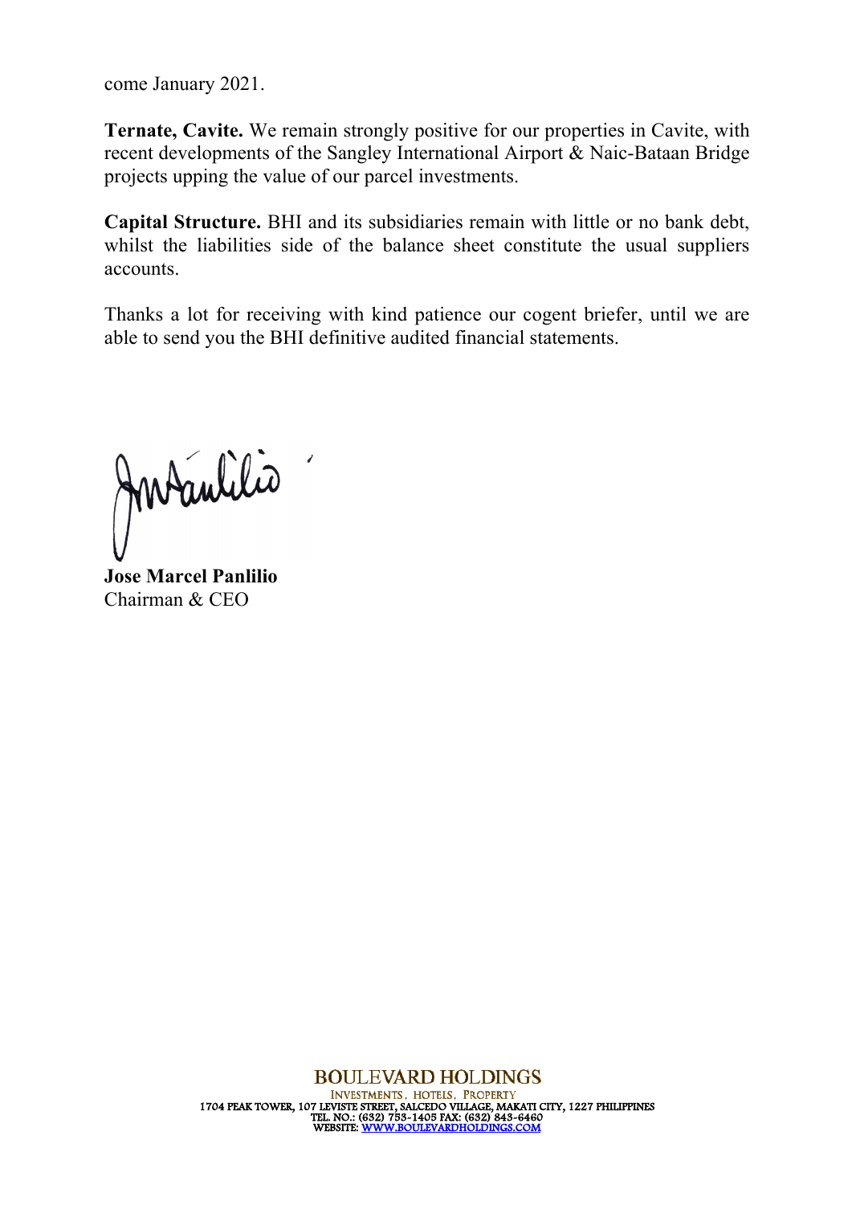come January 2021.

**Ternate, Cavite.** We remain strongly positive for our properties in Cavite, with recent developments of the Sangley International Airport & Naic-Bataan Bridge projects upping the value of our parcel investments.

**Capital Structure.** BHI and its subsidiaries remain with little or no bank debt, whilst the liabilities side of the balance sheet constitute the usual suppliers accounts.

Thanks a lot for receiving with kind patience our cogent briefer, until we are able to send you the BHI definitive audited financial statements.

**Jose Marcel Panlilio**
Chairman & CEO

BOULEVARD HOLDINGS
INVESTMENTS, HOTELS, PROPERTY
1704 PEAK TOWER, 107 LEVISTE STREET, SALCEDO VILLAGE, MAKATI CITY, 1227 PHILIPPINES
TEL. NO.: (632) 753-1405 FAX: (632) 843-6460
WEBSITE: WWW.BOULEVARDHOLDINGS.COM